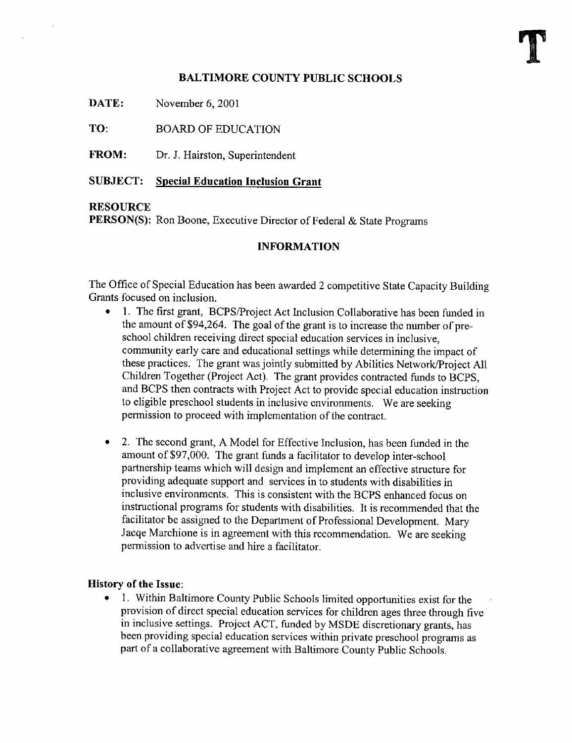**T**

## BALTIMORE COUNTY PUBLIC SCHOOLS

**DATE:** November 6, 2001

**TO:** BOARD OF EDUCATION

**FROM:** Dr. J. Hairston, Superintendent

**SUBJECT:** **Special Education Inclusion Grant**

**RESOURCE PERSON(S):** Ron Boone, Executive Director of Federal & State Programs

### INFORMATION

The Office of Special Education has been awarded 2 competitive State Capacity Building Grants focused on inclusion.

- 1. The first grant, BCPS/Project Act Inclusion Collaborative has been funded in the amount of $94,264. The goal of the grant is to increase the number of pre-school children receiving direct special education services in inclusive, community early care and educational settings while determining the impact of these practices. The grant was jointly submitted by Abilities Network/Project All Children Together (Project Act). The grant provides contracted funds to BCPS, and BCPS then contracts with Project Act to provide special education instruction to eligible preschool students in inclusive environments. We are seeking permission to proceed with implementation of the contract.

- 2. The second grant, A Model for Effective Inclusion, has been funded in the amount of $97,000. The grant funds a facilitator to develop inter-school partnership teams which will design and implement an effective structure for providing adequate support and services in to students with disabilities in inclusive environments. This is consistent with the BCPS enhanced focus on instructional programs for students with disabilities. It is recommended that the facilitator be assigned to the Department of Professional Development. Mary Jacqe Marchione is in agreement with this recommendation. We are seeking permission to advertise and hire a facilitator.

**History of the Issue:**

- 1. Within Baltimore County Public Schools limited opportunities exist for the provision of direct special education services for children ages three through five in inclusive settings. Project ACT, funded by MSDE discretionary grants, has been providing special education services within private preschool programs as part of a collaborative agreement with Baltimore County Public Schools.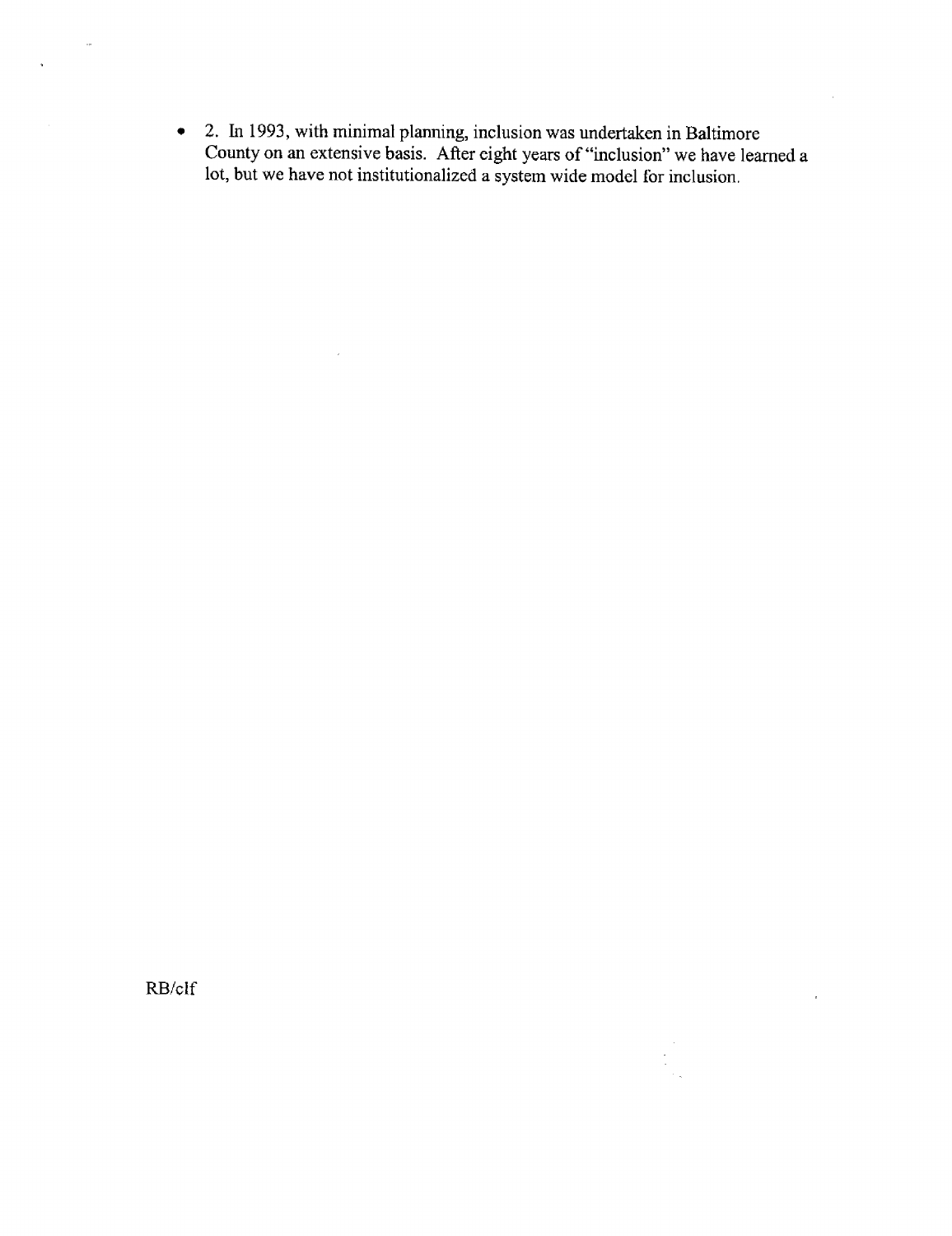- 2. In 1993, with minimal planning, inclusion was undertaken in Baltimore County on an extensive basis. After eight years of "inclusion" we have learned a lot, but we have not institutionalized a system wide model for inclusion.

RB/clf